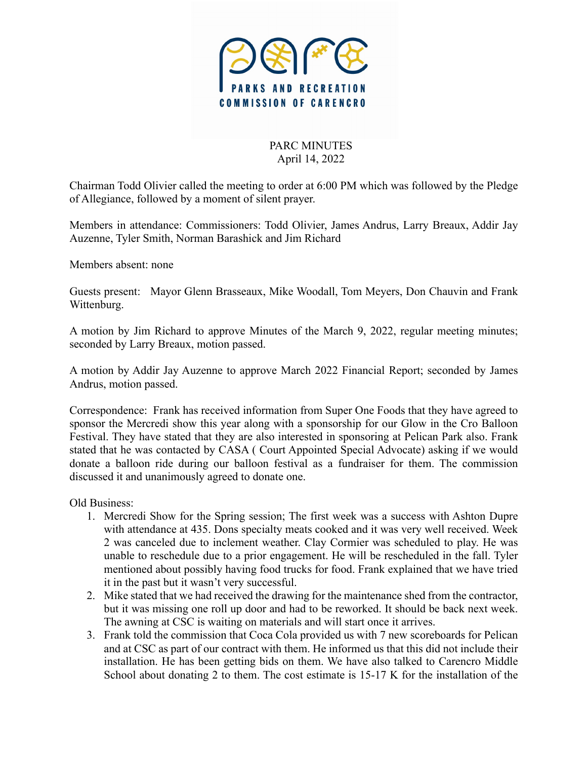PARKS AND RECREATION COMMISSION OF CARENCRO

PARC MINUTES
April 14, 2022

Chairman Todd Olivier called the meeting to order at 6:00 PM which was followed by the Pledge of Allegiance, followed by a moment of silent prayer.

Members in attendance: Commissioners: Todd Olivier, James Andrus, Larry Breaux, Addir Jay Auzenne, Tyler Smith, Norman Barashick and Jim Richard

Members absent: none

Guests present: Mayor Glenn Brasseaux, Mike Woodall, Tom Meyers, Don Chauvin and Frank Wittenburg.

A motion by Jim Richard to approve Minutes of the March 9, 2022, regular meeting minutes; seconded by Larry Breaux, motion passed.

A motion by Addir Jay Auzenne to approve March 2022 Financial Report; seconded by James Andrus, motion passed.

Correspondence: Frank has received information from Super One Foods that they have agreed to sponsor the Mercredi show this year along with a sponsorship for our Glow in the Cro Balloon Festival. They have stated that they are also interested in sponsoring at Pelican Park also. Frank stated that he was contacted by CASA ( Court Appointed Special Advocate) asking if we would donate a balloon ride during our balloon festival as a fundraiser for them. The commission discussed it and unanimously agreed to donate one.

Old Business:

1. Mercredi Show for the Spring session; The first week was a success with Ashton Dupre with attendance at 435. Dons specialty meats cooked and it was very well received. Week 2 was canceled due to inclement weather. Clay Cormier was scheduled to play. He was unable to reschedule due to a prior engagement. He will be rescheduled in the fall. Tyler mentioned about possibly having food trucks for food. Frank explained that we have tried it in the past but it wasn't very successful.
2. Mike stated that we had received the drawing for the maintenance shed from the contractor, but it was missing one roll up door and had to be reworked. It should be back next week. The awning at CSC is waiting on materials and will start once it arrives.
3. Frank told the commission that Coca Cola provided us with 7 new scoreboards for Pelican and at CSC as part of our contract with them. He informed us that this did not include their installation. He has been getting bids on them. We have also talked to Carencro Middle School about donating 2 to them. The cost estimate is 15-17 K for the installation of the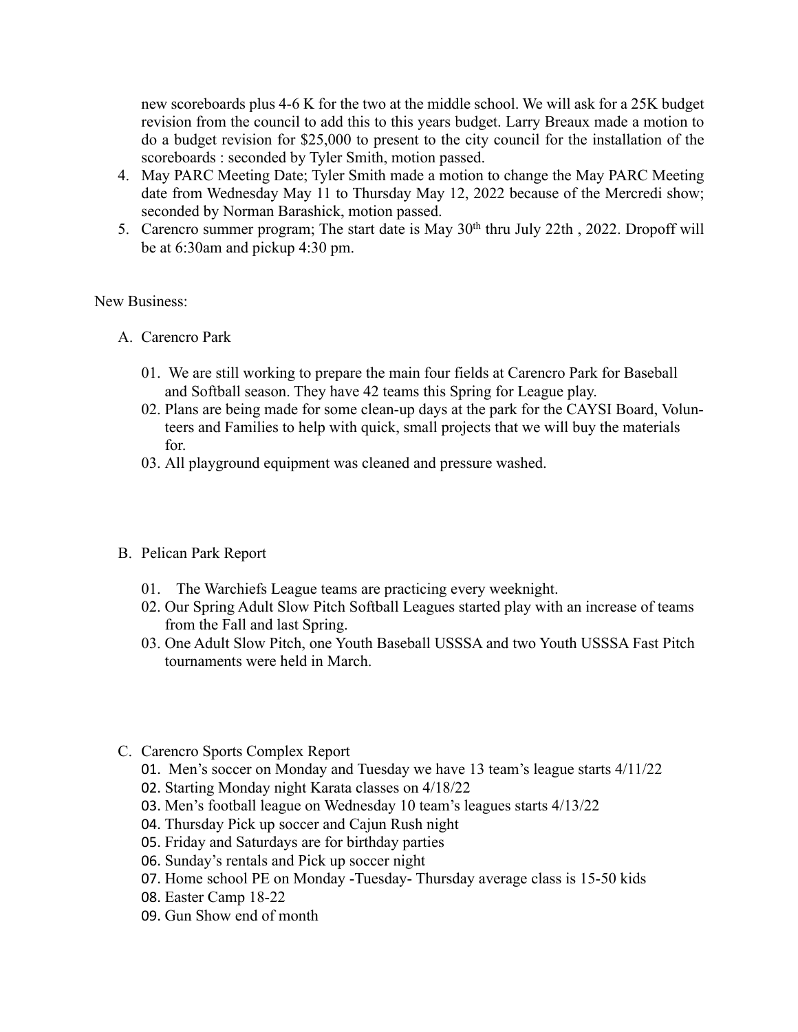new scoreboards plus 4-6 K for the two at the middle school. We will ask for a 25K budget revision from the council to add this to this years budget. Larry Breaux made a motion to do a budget revision for $25,000 to present to the city council for the installation of the scoreboards : seconded by Tyler Smith, motion passed.

4. May PARC Meeting Date; Tyler Smith made a motion to change the May PARC Meeting date from Wednesday May 11 to Thursday May 12, 2022 because of the Mercredi show; seconded by Norman Barashick, motion passed.
5. Carencro summer program; The start date is May 30th thru July 22th , 2022. Dropoff will be at 6:30am and pickup 4:30 pm.

New Business:

A. Carencro Park

01. We are still working to prepare the main four fields at Carencro Park for Baseball and Softball season. They have 42 teams this Spring for League play.
02. Plans are being made for some clean-up days at the park for the CAYSI Board, Volunteers and Families to help with quick, small projects that we will buy the materials for.
03. All playground equipment was cleaned and pressure washed.

B. Pelican Park Report

01. The Warchiefs League teams are practicing every weeknight.
02. Our Spring Adult Slow Pitch Softball Leagues started play with an increase of teams from the Fall and last Spring.
03. One Adult Slow Pitch, one Youth Baseball USSSA and two Youth USSSA Fast Pitch tournaments were held in March.

C. Carencro Sports Complex Report

01. Men's soccer on Monday and Tuesday we have 13 team's league starts 4/11/22
02. Starting Monday night Karata classes on 4/18/22
03. Men's football league on Wednesday 10 team's leagues starts 4/13/22
04. Thursday Pick up soccer and Cajun Rush night
05. Friday and Saturdays are for birthday parties
06. Sunday's rentals and Pick up soccer night
07. Home school PE on Monday -Tuesday- Thursday average class is 15-50 kids
08. Easter Camp 18-22
09. Gun Show end of month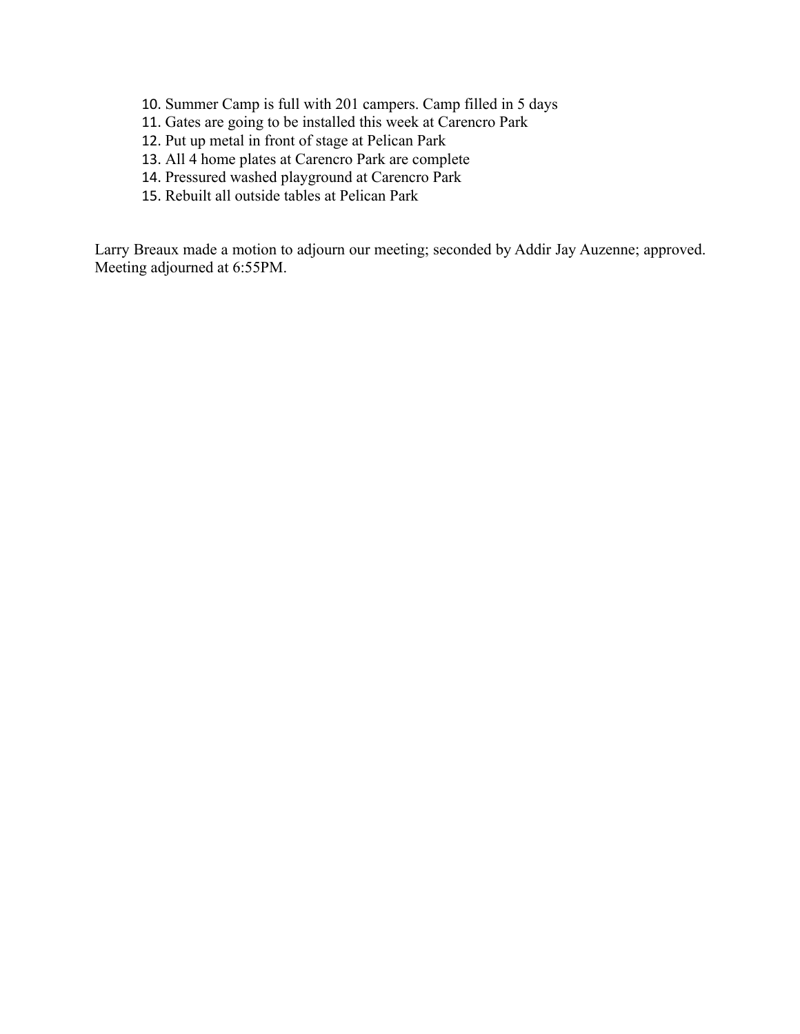10. Summer Camp is full with 201 campers. Camp filled in 5 days
11. Gates are going to be installed this week at Carencro Park
12. Put up metal in front of stage at Pelican Park
13. All 4 home plates at Carencro Park are complete
14. Pressured washed playground at Carencro Park
15. Rebuilt all outside tables at Pelican Park

Larry Breaux made a motion to adjourn our meeting; seconded by Addir Jay Auzenne; approved. Meeting adjourned at 6:55PM.